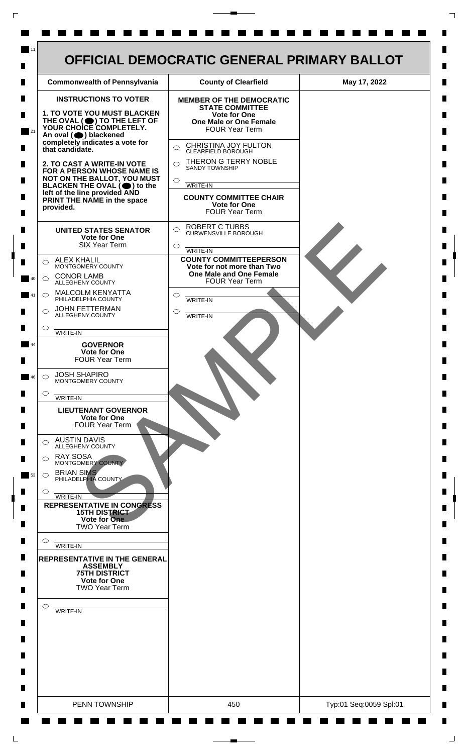# OFFICIAL DEMOCRATIC GENERAL PRIMARY BALLOT

| Commonwealth of Pennsylvania | County of Clearfield | May 17, 2022 |
|---|---|---|

**INSTRUCTIONS TO VOTER**

**1. TO VOTE YOU MUST BLACKEN THE OVAL (⬤) TO THE LEFT OF YOUR CHOICE COMPLETELY.** An oval (⬤) blackened completely indicates a vote for that candidate.

**2. TO CAST A WRITE-IN VOTE FOR A PERSON WHOSE NAME IS NOT ON THE BALLOT, YOU MUST BLACKEN THE OVAL (⬤) to the left of the line provided AND PRINT THE NAME in the space provided.**

## UNITED STATES SENATOR
**Vote for One**
SIX Year Term

- ○ ALEX KHALIL — MONTGOMERY COUNTY
- ○ CONOR LAMB — ALLEGHENY COUNTY
- ○ MALCOLM KENYATTA — PHILADELPHIA COUNTY
- ○ JOHN FETTERMAN — ALLEGHENY COUNTY
- ○ ______ WRITE-IN

## GOVERNOR
**Vote for One**
FOUR Year Term

- ○ JOSH SHAPIRO — MONTGOMERY COUNTY
- ○ ______ WRITE-IN

## LIEUTENANT GOVERNOR
**Vote for One**
FOUR Year Term

- ○ AUSTIN DAVIS — ALLEGHENY COUNTY
- ○ RAY SOSA — MONTGOMERY COUNTY
- ○ BRIAN SIMS — PHILADELPHIA COUNTY
- ○ ______ WRITE-IN

## REPRESENTATIVE IN CONGRESS
**15TH DISTRICT**
**Vote for One**
TWO Year Term

- ○ ______ WRITE-IN

## REPRESENTATIVE IN THE GENERAL ASSEMBLY
**75TH DISTRICT**
**Vote for One**
TWO Year Term

- ○ ______ WRITE-IN

## MEMBER OF THE DEMOCRATIC STATE COMMITTEE
**Vote for One**
**One Male or One Female**
FOUR Year Term

- ○ CHRISTINA JOY FULTON — CLEARFIELD BOROUGH
- ○ THERON G TERRY NOBLE — SANDY TOWNSHIP
- ○ ______ WRITE-IN

## COUNTY COMMITTEE CHAIR
**Vote for One**
FOUR Year Term

- ○ ROBERT C TUBBS — CURWENSVILLE BOROUGH
- ○ ______ WRITE-IN

## COUNTY COMMITTEEPERSON
**Vote for not more than Two**
**One Male and One Female**
FOUR Year Term

- ○ ______ WRITE-IN
- ○ ______ WRITE-IN

SAMPLE

| PENN TOWNSHIP | 450 | Typ:01 Seq:0059 Spl:01 |
|---|---|---|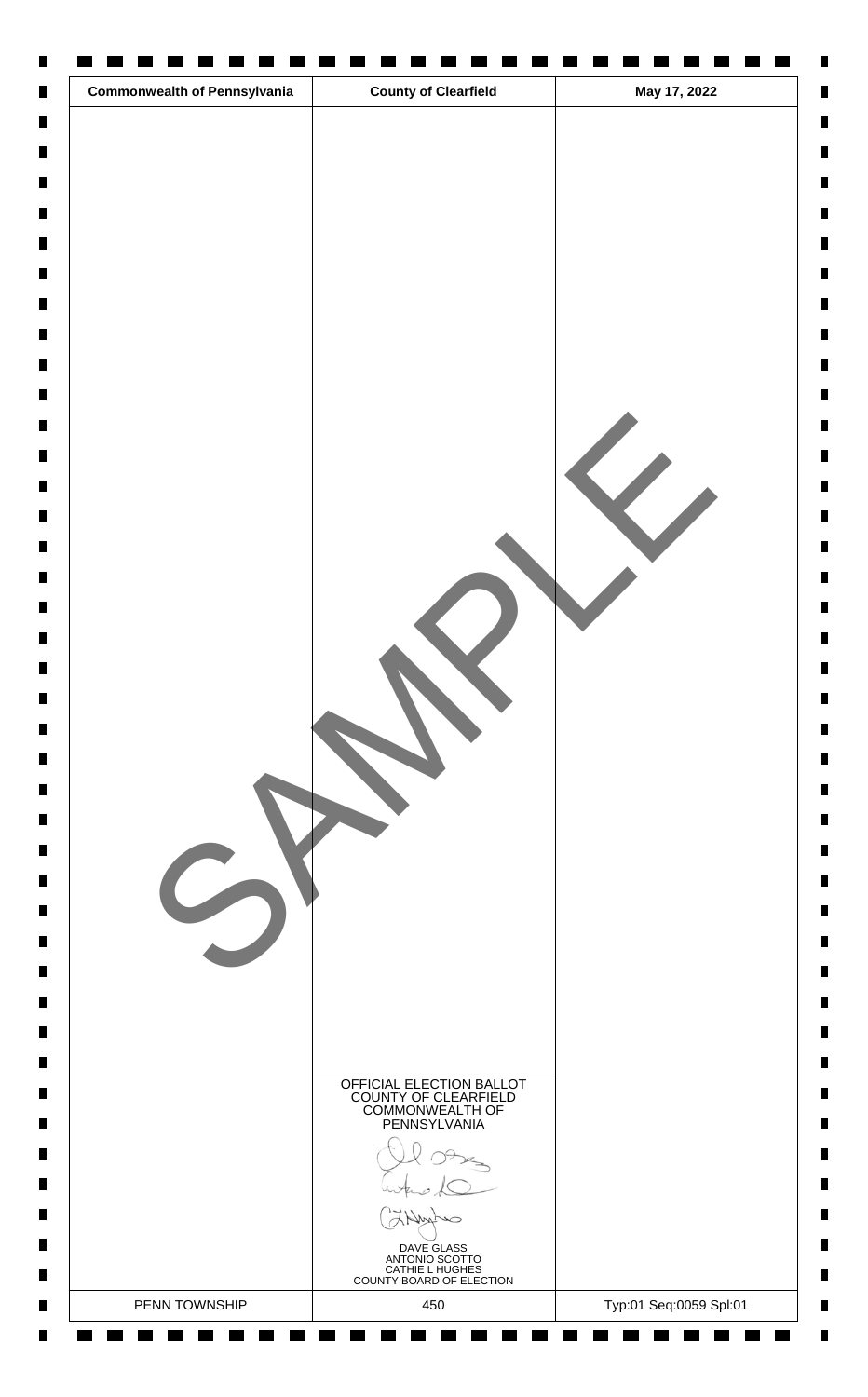| Commonwealth of Pennsylvania | County of Clearfield | May 17, 2022 |
| --- | --- | --- |

SAMPLE

OFFICIAL ELECTION BALLOT
COUNTY OF CLEARFIELD
COMMONWEALTH OF
PENNSYLVANIA

DAVE GLASS
ANTONIO SCOTTO
CATHIE L HUGHES
COUNTY BOARD OF ELECTION

| | | |
| --- | --- | --- |
| PENN TOWNSHIP | 450 | Typ:01 Seq:0059 Spl:01 |